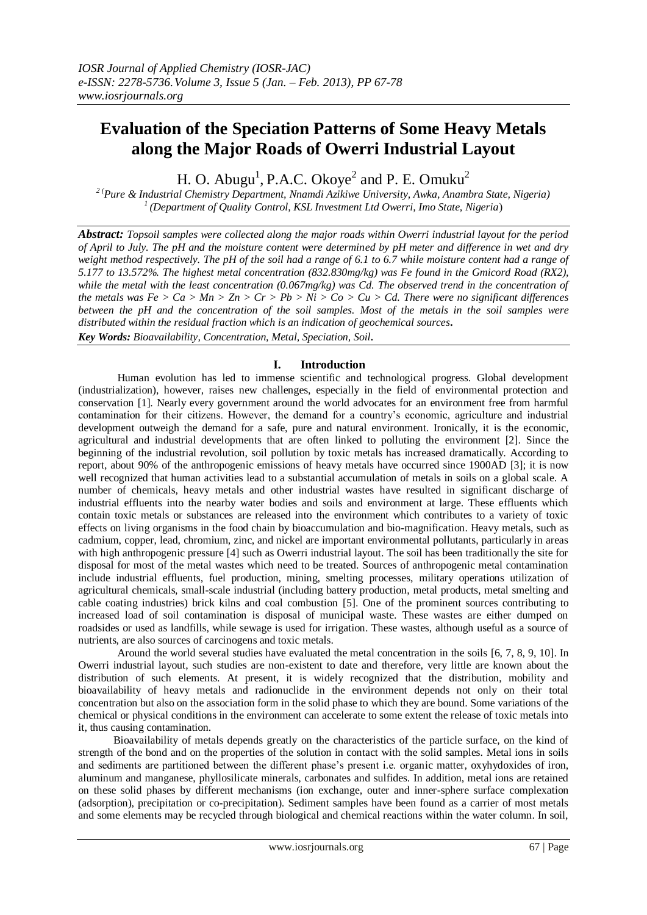# Evaluation of the Speciation Patterns of Some Heavy Metals along the Major Roads of Owerri Industrial Layout

H. O. Abugu[1], P.A.C. Okoye[2] and P. E. Omuku[2]

[2] (Pure & Industrial Chemistry Department, Nnamdi Azikiwe University, Awka, Anambra State, Nigeria)
[1] (Department of Quality Control, KSL Investment Ltd Owerri, Imo State, Nigeria)

***Abstract:*** *Topsoil samples were collected along the major roads within Owerri industrial layout for the period of April to July. The pH and the moisture content were determined by pH meter and difference in wet and dry weight method respectively. The pH of the soil had a range of 6.1 to 6.7 while moisture content had a range of 5.177 to 13.572%. The highest metal concentration (832.830mg/kg) was Fe found in the Gmicord Road (RX2), while the metal with the least concentration (0.067mg/kg) was Cd. The observed trend in the concentration of the metals was Fe > Ca > Mn > Zn > Cr > Pb > Ni > Co > Cu > Cd. There were no significant differences between the pH and the concentration of the soil samples. Most of the metals in the soil samples were distributed within the residual fraction which is an indication of geochemical sources.*

***Key Words:*** *Bioavailability, Concentration, Metal, Speciation, Soil.*

## I. Introduction

Human evolution has led to immense scientific and technological progress. Global development (industrialization), however, raises new challenges, especially in the field of environmental protection and conservation [1]. Nearly every government around the world advocates for an environment free from harmful contamination for their citizens. However, the demand for a country's economic, agriculture and industrial development outweigh the demand for a safe, pure and natural environment. Ironically, it is the economic, agricultural and industrial developments that are often linked to polluting the environment [2]. Since the beginning of the industrial revolution, soil pollution by toxic metals has increased dramatically. According to report, about 90% of the anthropogenic emissions of heavy metals have occurred since 1900AD [3]; it is now well recognized that human activities lead to a substantial accumulation of metals in soils on a global scale. A number of chemicals, heavy metals and other industrial wastes have resulted in significant discharge of industrial effluents into the nearby water bodies and soils and environment at large. These effluents which contain toxic metals or substances are released into the environment which contributes to a variety of toxic effects on living organisms in the food chain by bioaccumulation and bio-magnification. Heavy metals, such as cadmium, copper, lead, chromium, zinc, and nickel are important environmental pollutants, particularly in areas with high anthropogenic pressure [4] such as Owerri industrial layout. The soil has been traditionally the site for disposal for most of the metal wastes which need to be treated. Sources of anthropogenic metal contamination include industrial effluents, fuel production, mining, smelting processes, military operations utilization of agricultural chemicals, small-scale industrial (including battery production, metal products, metal smelting and cable coating industries) brick kilns and coal combustion [5]. One of the prominent sources contributing to increased load of soil contamination is disposal of municipal waste. These wastes are either dumped on roadsides or used as landfills, while sewage is used for irrigation. These wastes, although useful as a source of nutrients, are also sources of carcinogens and toxic metals.

Around the world several studies have evaluated the metal concentration in the soils [6, 7, 8, 9, 10]. In Owerri industrial layout, such studies are non-existent to date and therefore, very little are known about the distribution of such elements. At present, it is widely recognized that the distribution, mobility and bioavailability of heavy metals and radionuclide in the environment depends not only on their total concentration but also on the association form in the solid phase to which they are bound. Some variations of the chemical or physical conditions in the environment can accelerate to some extent the release of toxic metals into it, thus causing contamination.

Bioavailability of metals depends greatly on the characteristics of the particle surface, on the kind of strength of the bond and on the properties of the solution in contact with the solid samples. Metal ions in soils and sediments are partitioned between the different phase's present i.e. organic matter, oxyhydoxides of iron, aluminum and manganese, phyllosilicate minerals, carbonates and sulfides. In addition, metal ions are retained on these solid phases by different mechanisms (ion exchange, outer and inner-sphere surface complexation (adsorption), precipitation or co-precipitation). Sediment samples have been found as a carrier of most metals and some elements may be recycled through biological and chemical reactions within the water column. In soil,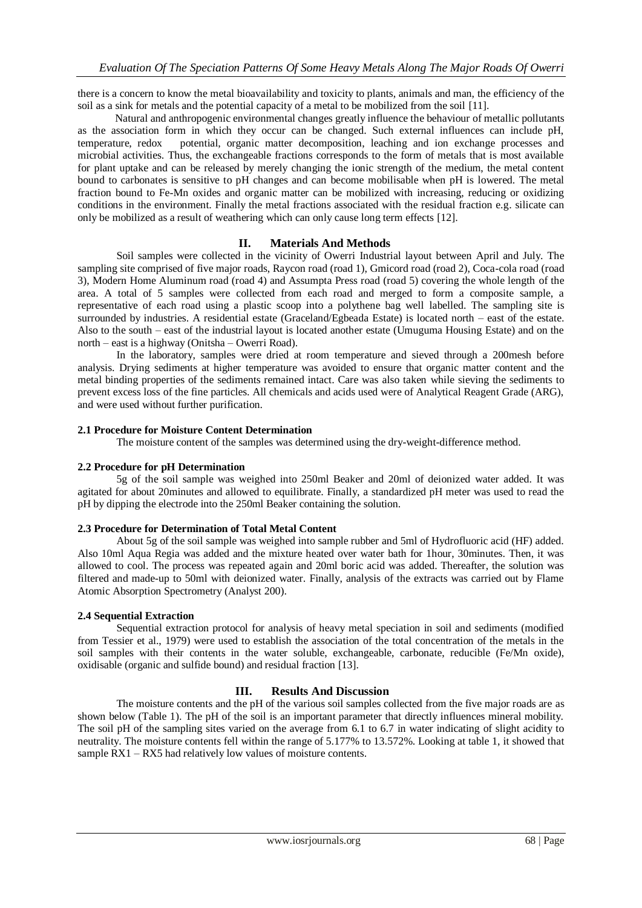there is a concern to know the metal bioavailability and toxicity to plants, animals and man, the efficiency of the soil as a sink for metals and the potential capacity of a metal to be mobilized from the soil [11].

Natural and anthropogenic environmental changes greatly influence the behaviour of metallic pollutants as the association form in which they occur can be changed. Such external influences can include pH, temperature, redox potential, organic matter decomposition, leaching and ion exchange processes and microbial activities. Thus, the exchangeable fractions corresponds to the form of metals that is most available for plant uptake and can be released by merely changing the ionic strength of the medium, the metal content bound to carbonates is sensitive to pH changes and can become mobilisable when pH is lowered. The metal fraction bound to Fe-Mn oxides and organic matter can be mobilized with increasing, reducing or oxidizing conditions in the environment. Finally the metal fractions associated with the residual fraction e.g. silicate can only be mobilized as a result of weathering which can only cause long term effects [12].

## II. Materials And Methods

Soil samples were collected in the vicinity of Owerri Industrial layout between April and July. The sampling site comprised of five major roads, Raycon road (road 1), Gmicord road (road 2), Coca-cola road (road 3), Modern Home Aluminum road (road 4) and Assumpta Press road (road 5) covering the whole length of the area. A total of 5 samples were collected from each road and merged to form a composite sample, a representative of each road using a plastic scoop into a polythene bag well labelled. The sampling site is surrounded by industries. A residential estate (Graceland/Egbeada Estate) is located north – east of the estate. Also to the south – east of the industrial layout is located another estate (Umuguma Housing Estate) and on the north – east is a highway (Onitsha – Owerri Road).

In the laboratory, samples were dried at room temperature and sieved through a 200mesh before analysis. Drying sediments at higher temperature was avoided to ensure that organic matter content and the metal binding properties of the sediments remained intact. Care was also taken while sieving the sediments to prevent excess loss of the fine particles. All chemicals and acids used were of Analytical Reagent Grade (ARG), and were used without further purification.

### 2.1 Procedure for Moisture Content Determination

The moisture content of the samples was determined using the dry-weight-difference method.

### 2.2 Procedure for pH Determination

5g of the soil sample was weighed into 250ml Beaker and 20ml of deionized water added. It was agitated for about 20minutes and allowed to equilibrate. Finally, a standardized pH meter was used to read the pH by dipping the electrode into the 250ml Beaker containing the solution.

### 2.3 Procedure for Determination of Total Metal Content

About 5g of the soil sample was weighed into sample rubber and 5ml of Hydrofluoric acid (HF) added. Also 10ml Aqua Regia was added and the mixture heated over water bath for 1hour, 30minutes. Then, it was allowed to cool. The process was repeated again and 20ml boric acid was added. Thereafter, the solution was filtered and made-up to 50ml with deionized water. Finally, analysis of the extracts was carried out by Flame Atomic Absorption Spectrometry (Analyst 200).

### 2.4 Sequential Extraction

Sequential extraction protocol for analysis of heavy metal speciation in soil and sediments (modified from Tessier et al., 1979) were used to establish the association of the total concentration of the metals in the soil samples with their contents in the water soluble, exchangeable, carbonate, reducible (Fe/Mn oxide), oxidisable (organic and sulfide bound) and residual fraction [13].

## III. Results And Discussion

The moisture contents and the pH of the various soil samples collected from the five major roads are as shown below (Table 1). The pH of the soil is an important parameter that directly influences mineral mobility. The soil pH of the sampling sites varied on the average from 6.1 to 6.7 in water indicating of slight acidity to neutrality. The moisture contents fell within the range of 5.177% to 13.572%. Looking at table 1, it showed that sample RX1 – RX5 had relatively low values of moisture contents.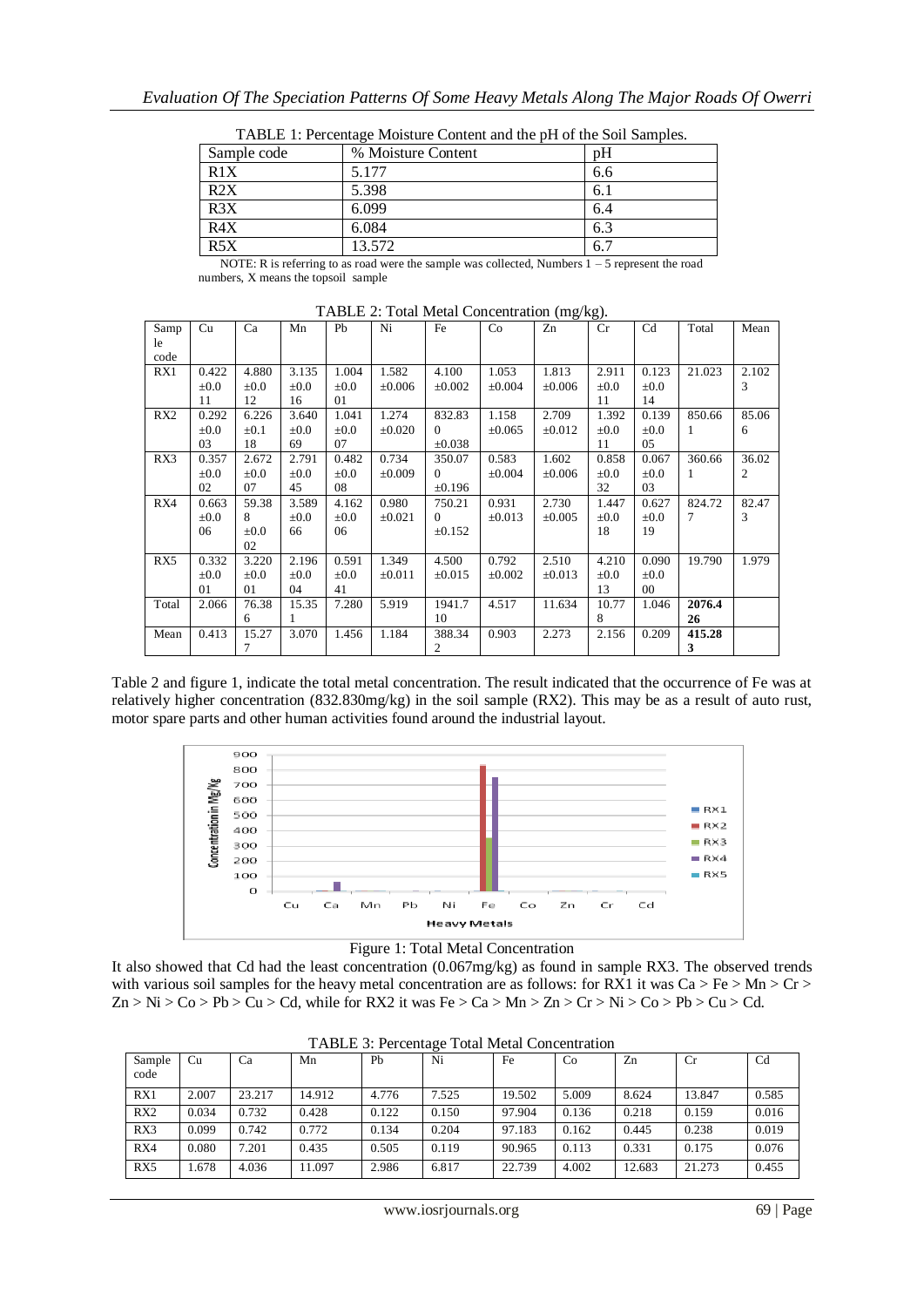TABLE 1: Percentage Moisture Content and the pH of the Soil Samples.

| Sample code | % Moisture Content | pH |
|---|---|---|
| R1X | 5.177 | 6.6 |
| R2X | 5.398 | 6.1 |
| R3X | 6.099 | 6.4 |
| R4X | 6.084 | 6.3 |
| R5X | 13.572 | 6.7 |

NOTE: R is referring to as road were the sample was collected, Numbers 1 – 5 represent the road numbers, X means the topsoil sample

TABLE 2: Total Metal Concentration (mg/kg).

| Sample code | Cu | Ca | Mn | Pb | Ni | Fe | Co | Zn | Cr | Cd | Total | Mean |
|---|---|---|---|---|---|---|---|---|---|---|---|---|
| RX1 | 0.422 ±0.011 | 4.880 ±0.012 | 3.135 ±0.016 | 1.004 ±0.001 | 1.582 ±0.006 | 4.100 ±0.002 | 1.053 ±0.004 | 1.813 ±0.006 | 2.911 ±0.011 | 0.123 ±0.014 | 21.023 | 2.1023 |
| RX2 | 0.292 ±0.003 | 6.226 ±0.118 | 3.640 ±0.069 | 1.041 ±0.007 | 1.274 ±0.020 | 832.830 ±0.038 | 1.158 ±0.065 | 2.709 ±0.012 | 1.392 ±0.011 | 0.139 ±0.005 | 850.661 | 85.066 |
| RX3 | 0.357 ±0.002 | 2.672 ±0.007 | 2.791 ±0.045 | 0.482 ±0.008 | 0.734 ±0.009 | 350.070 ±0.196 | 0.583 ±0.004 | 1.602 ±0.006 | 0.858 ±0.032 | 0.067 ±0.003 | 360.661 | 36.022 |
| RX4 | 0.663 ±0.006 | 59.388 ±0.002 | 3.589 ±0.066 | 4.162 ±0.006 | 0.980 ±0.021 | 750.210 ±0.152 | 0.931 ±0.013 | 2.730 ±0.005 | 1.447 ±0.018 | 0.627 ±0.019 | 824.727 | 82.473 |
| RX5 | 0.332 ±0.001 | 3.220 ±0.001 | 2.196 ±0.004 | 0.591 ±0.041 | 1.349 ±0.011 | 4.500 ±0.015 | 0.792 ±0.002 | 2.510 ±0.013 | 4.210 ±0.013 | 0.090 ±0.000 | 19.790 | 1.979 |
| Total | 2.066 | 76.386 | 15.35 | 7.280 | 5.919 | 1941.710 | 4.517 | 11.634 | 10.778 | 1.046 | **2076.426** | |
| Mean | 0.413 | 15.277 | 3.070 | 1.456 | 1.184 | 388.342 | 0.903 | 2.273 | 2.156 | 0.209 | **415.283** | |

Table 2 and figure 1, indicate the total metal concentration. The result indicated that the occurrence of Fe was at relatively higher concentration (832.830mg/kg) in the soil sample (RX2). This may be as a result of auto rust, motor spare parts and other human activities found around the industrial layout.

Figure 1: Total Metal Concentration

It also showed that Cd had the least concentration (0.067mg/kg) as found in sample RX3. The observed trends with various soil samples for the heavy metal concentration are as follows: for RX1 it was Ca > Fe > Mn > Cr > Zn > Ni > Co > Pb > Cu > Cd, while for RX2 it was Fe > Ca > Mn > Zn > Cr > Ni > Co > Pb > Cu > Cd.

TABLE 3: Percentage Total Metal Concentration

| Sample code | Cu | Ca | Mn | Pb | Ni | Fe | Co | Zn | Cr | Cd |
|---|---|---|---|---|---|---|---|---|---|---|
| RX1 | 2.007 | 23.217 | 14.912 | 4.776 | 7.525 | 19.502 | 5.009 | 8.624 | 13.847 | 0.585 |
| RX2 | 0.034 | 0.732 | 0.428 | 0.122 | 0.150 | 97.904 | 0.136 | 0.218 | 0.159 | 0.016 |
| RX3 | 0.099 | 0.742 | 0.772 | 0.134 | 0.204 | 97.183 | 0.162 | 0.445 | 0.238 | 0.019 |
| RX4 | 0.080 | 7.201 | 0.435 | 0.505 | 0.119 | 90.965 | 0.113 | 0.331 | 0.175 | 0.076 |
| RX5 | 1.678 | 4.036 | 11.097 | 2.986 | 6.817 | 22.739 | 4.002 | 12.683 | 21.273 | 0.455 |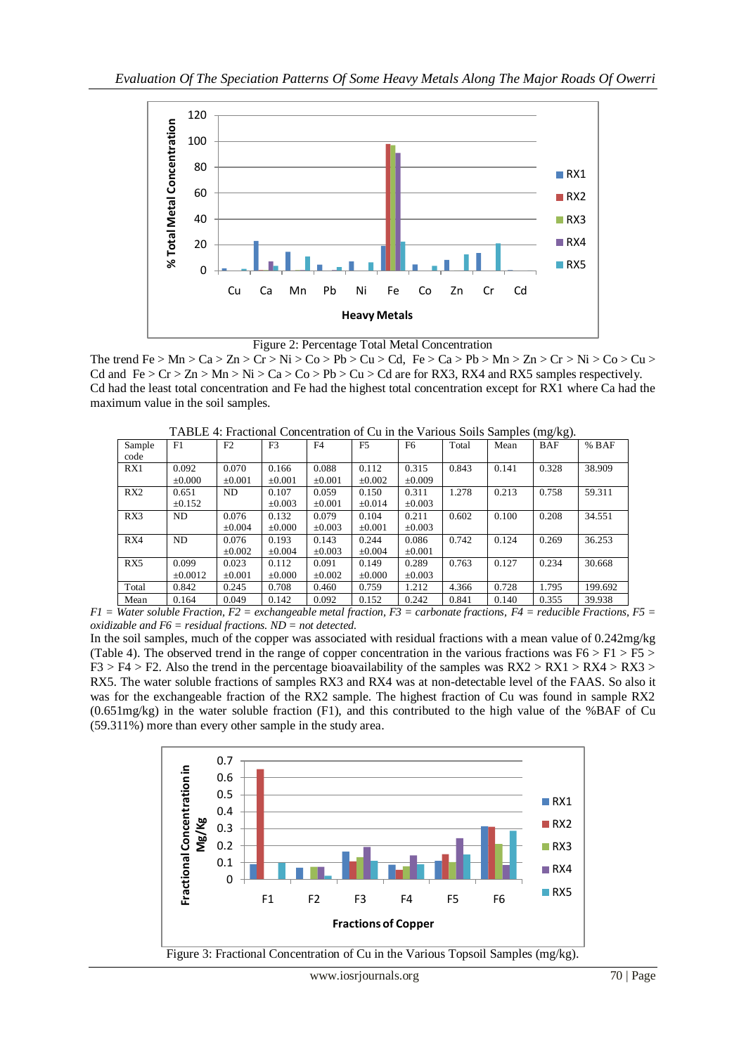Figure 2: Percentage Total Metal Concentration

The trend Fe > Mn > Ca > Zn > Cr > Ni > Co > Pb > Cu > Cd, Fe > Ca > Pb > Mn > Zn > Cr > Ni > Co > Cu > Cd and Fe > Cr > Zn > Mn > Ni > Ca > Co > Pb > Cu > Cd are for RX3, RX4 and RX5 samples respectively. Cd had the least total concentration and Fe had the highest total concentration except for RX1 where Ca had the maximum value in the soil samples.

TABLE 4: Fractional Concentration of Cu in the Various Soils Samples (mg/kg).

| Sample code | F1 | F2 | F3 | F4 | F5 | F6 | Total | Mean | BAF | % BAF |
|---|---|---|---|---|---|---|---|---|---|---|
| RX1 | 0.092 ±0.000 | 0.070 ±0.001 | 0.166 ±0.001 | 0.088 ±0.001 | 0.112 ±0.002 | 0.315 ±0.009 | 0.843 | 0.141 | 0.328 | 38.909 |
| RX2 | 0.651 ±0.152 | ND | 0.107 ±0.003 | 0.059 ±0.001 | 0.150 ±0.014 | 0.311 ±0.003 | 1.278 | 0.213 | 0.758 | 59.311 |
| RX3 | ND | 0.076 ±0.004 | 0.132 ±0.000 | 0.079 ±0.003 | 0.104 ±0.001 | 0.211 ±0.003 | 0.602 | 0.100 | 0.208 | 34.551 |
| RX4 | ND | 0.076 ±0.002 | 0.193 ±0.004 | 0.143 ±0.003 | 0.244 ±0.004 | 0.086 ±0.001 | 0.742 | 0.124 | 0.269 | 36.253 |
| RX5 | 0.099 ±0.0012 | 0.023 ±0.001 | 0.112 ±0.000 | 0.091 ±0.002 | 0.149 ±0.000 | 0.289 ±0.003 | 0.763 | 0.127 | 0.234 | 30.668 |
| Total | 0.842 | 0.245 | 0.708 | 0.460 | 0.759 | 1.212 | 4.366 | 0.728 | 1.795 | 199.692 |
| Mean | 0.164 | 0.049 | 0.142 | 0.092 | 0.152 | 0.242 | 0.841 | 0.140 | 0.355 | 39.938 |

*F1 = Water soluble Fraction, F2 = exchangeable metal fraction, F3 = carbonate fractions, F4 = reducible Fractions, F5 = oxidizable and F6 = residual fractions. ND = not detected.*

In the soil samples, much of the copper was associated with residual fractions with a mean value of 0.242mg/kg (Table 4). The observed trend in the range of copper concentration in the various fractions was F6 > F1 > F5 > F3 > F4 > F2. Also the trend in the percentage bioavailability of the samples was RX2 > RX1 > RX4 > RX3 > RX5. The water soluble fractions of samples RX3 and RX4 was at non-detectable level of the FAAS. So also it was for the exchangeable fraction of the RX2 sample. The highest fraction of Cu was found in sample RX2 (0.651mg/kg) in the water soluble fraction (F1), and this contributed to the high value of the %BAF of Cu (59.311%) more than every other sample in the study area.

Figure 3: Fractional Concentration of Cu in the Various Topsoil Samples (mg/kg).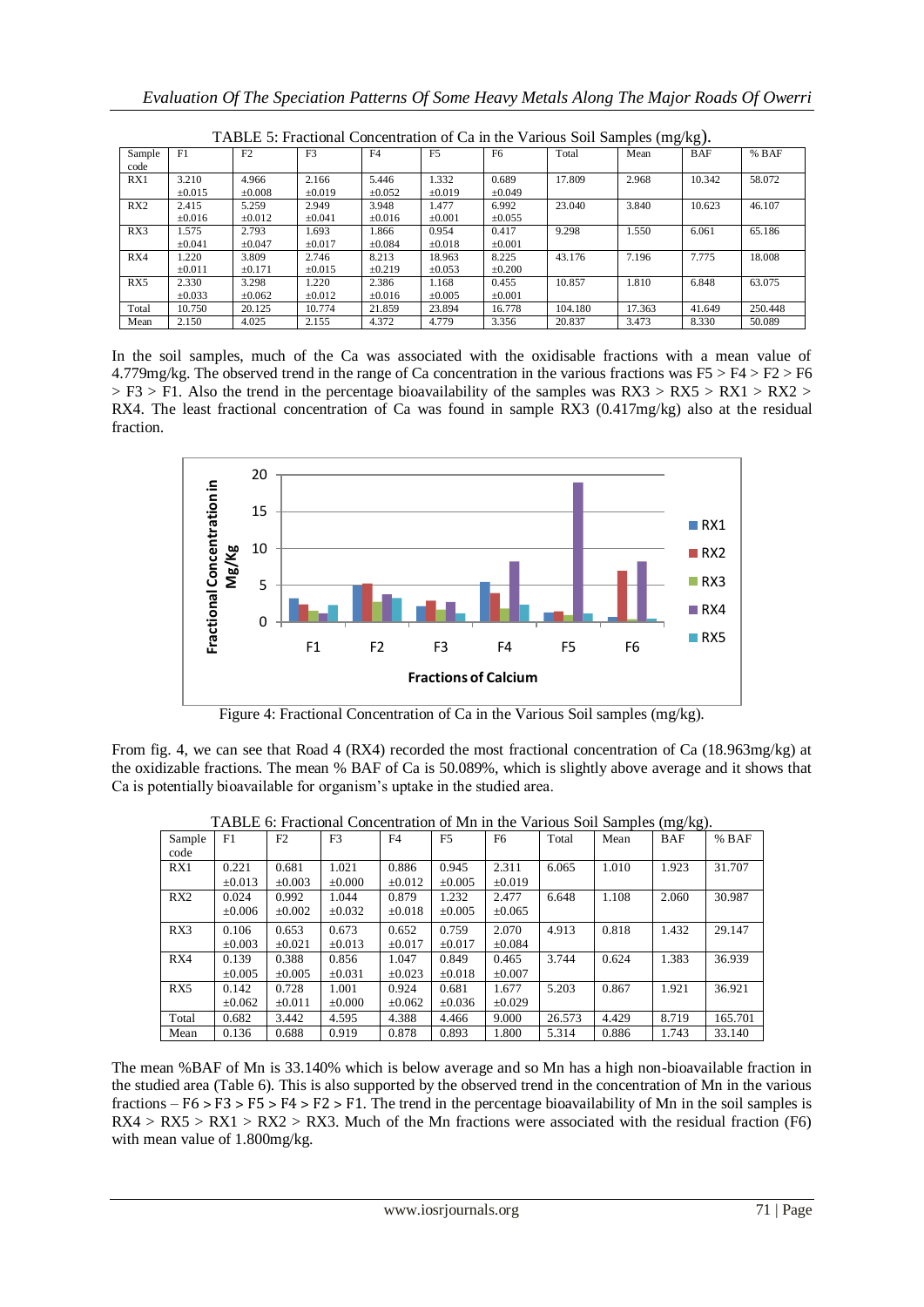TABLE 5: Fractional Concentration of Ca in the Various Soil Samples (mg/kg).

| Sample code | F1 | F2 | F3 | F4 | F5 | F6 | Total | Mean | BAF | % BAF |
|---|---|---|---|---|---|---|---|---|---|---|
| RX1 | 3.210 ±0.015 | 4.966 ±0.008 | 2.166 ±0.019 | 5.446 ±0.052 | 1.332 ±0.019 | 0.689 ±0.049 | 17.809 | 2.968 | 10.342 | 58.072 |
| RX2 | 2.415 ±0.016 | 5.259 ±0.012 | 2.949 ±0.041 | 3.948 ±0.016 | 1.477 ±0.001 | 6.992 ±0.055 | 23.040 | 3.840 | 10.623 | 46.107 |
| RX3 | 1.575 ±0.041 | 2.793 ±0.047 | 1.693 ±0.017 | 1.866 ±0.084 | 0.954 ±0.018 | 0.417 ±0.001 | 9.298 | 1.550 | 6.061 | 65.186 |
| RX4 | 1.220 ±0.011 | 3.809 ±0.171 | 2.746 ±0.015 | 8.213 ±0.219 | 18.963 ±0.053 | 8.225 ±0.200 | 43.176 | 7.196 | 7.775 | 18.008 |
| RX5 | 2.330 ±0.033 | 3.298 ±0.062 | 1.220 ±0.012 | 2.386 ±0.016 | 1.168 ±0.005 | 0.455 ±0.001 | 10.857 | 1.810 | 6.848 | 63.075 |
| Total | 10.750 | 20.125 | 10.774 | 21.859 | 23.894 | 16.778 | 104.180 | 17.363 | 41.649 | 250.448 |
| Mean | 2.150 | 4.025 | 2.155 | 4.372 | 4.779 | 3.356 | 20.837 | 3.473 | 8.330 | 50.089 |

In the soil samples, much of the Ca was associated with the oxidisable fractions with a mean value of 4.779mg/kg. The observed trend in the range of Ca concentration in the various fractions was F5 > F4 > F2 > F6 > F3 > F1. Also the trend in the percentage bioavailability of the samples was RX3 > RX5 > RX1 > RX2 > RX4. The least fractional concentration of Ca was found in sample RX3 (0.417mg/kg) also at the residual fraction.

Figure 4: Fractional Concentration of Ca in the Various Soil samples (mg/kg).

From fig. 4, we can see that Road 4 (RX4) recorded the most fractional concentration of Ca (18.963mg/kg) at the oxidizable fractions. The mean % BAF of Ca is 50.089%, which is slightly above average and it shows that Ca is potentially bioavailable for organism's uptake in the studied area.

TABLE 6: Fractional Concentration of Mn in the Various Soil Samples (mg/kg).

| Sample code | F1 | F2 | F3 | F4 | F5 | F6 | Total | Mean | BAF | % BAF |
|---|---|---|---|---|---|---|---|---|---|---|
| RX1 | 0.221 ±0.013 | 0.681 ±0.003 | 1.021 ±0.000 | 0.886 ±0.012 | 0.945 ±0.005 | 2.311 ±0.019 | 6.065 | 1.010 | 1.923 | 31.707 |
| RX2 | 0.024 ±0.006 | 0.992 ±0.002 | 1.044 ±0.032 | 0.879 ±0.018 | 1.232 ±0.005 | 2.477 ±0.065 | 6.648 | 1.108 | 2.060 | 30.987 |
| RX3 | 0.106 ±0.003 | 0.653 ±0.021 | 0.673 ±0.013 | 0.652 ±0.017 | 0.759 ±0.017 | 2.070 ±0.084 | 4.913 | 0.818 | 1.432 | 29.147 |
| RX4 | 0.139 ±0.005 | 0.388 ±0.005 | 0.856 ±0.031 | 1.047 ±0.023 | 0.849 ±0.018 | 0.465 ±0.007 | 3.744 | 0.624 | 1.383 | 36.939 |
| RX5 | 0.142 ±0.062 | 0.728 ±0.011 | 1.001 ±0.000 | 0.924 ±0.062 | 0.681 ±0.036 | 1.677 ±0.029 | 5.203 | 0.867 | 1.921 | 36.921 |
| Total | 0.682 | 3.442 | 4.595 | 4.388 | 4.466 | 9.000 | 26.573 | 4.429 | 8.719 | 165.701 |
| Mean | 0.136 | 0.688 | 0.919 | 0.878 | 0.893 | 1.800 | 5.314 | 0.886 | 1.743 | 33.140 |

The mean %BAF of Mn is 33.140% which is below average and so Mn has a high non-bioavailable fraction in the studied area (Table 6). This is also supported by the observed trend in the concentration of Mn in the various fractions – F6 > F3 > F5 > F4 > F2 > F1. The trend in the percentage bioavailability of Mn in the soil samples is RX4 > RX5 > RX1 > RX2 > RX3. Much of the Mn fractions were associated with the residual fraction (F6) with mean value of 1.800mg/kg.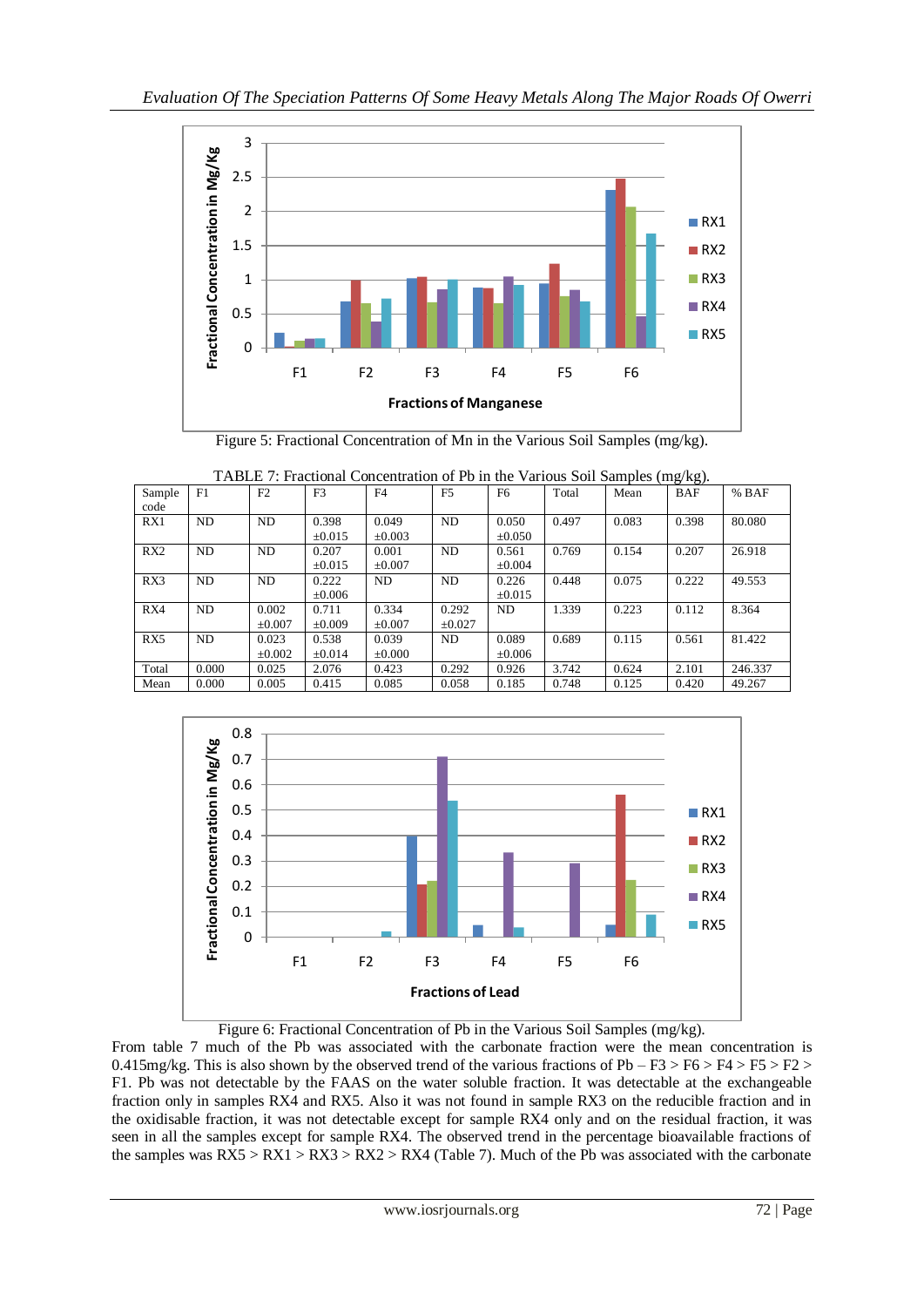Figure 5: Fractional Concentration of Mn in the Various Soil Samples (mg/kg).

TABLE 7: Fractional Concentration of Pb in the Various Soil Samples (mg/kg).

| Sample code | F1 | F2 | F3 | F4 | F5 | F6 | Total | Mean | BAF | % BAF |
|---|---|---|---|---|---|---|---|---|---|---|
| RX1 | ND | ND | 0.398 ±0.015 | 0.049 ±0.003 | ND | 0.050 ±0.050 | 0.497 | 0.083 | 0.398 | 80.080 |
| RX2 | ND | ND | 0.207 ±0.015 | 0.001 ±0.007 | ND | 0.561 ±0.004 | 0.769 | 0.154 | 0.207 | 26.918 |
| RX3 | ND | ND | 0.222 ±0.006 | ND | ND | 0.226 ±0.015 | 0.448 | 0.075 | 0.222 | 49.553 |
| RX4 | ND | 0.002 ±0.007 | 0.711 ±0.009 | 0.334 ±0.007 | 0.292 ±0.027 | ND | 1.339 | 0.223 | 0.112 | 8.364 |
| RX5 | ND | 0.023 ±0.002 | 0.538 ±0.014 | 0.039 ±0.000 | ND | 0.089 ±0.006 | 0.689 | 0.115 | 0.561 | 81.422 |
| Total | 0.000 | 0.025 | 2.076 | 0.423 | 0.292 | 0.926 | 3.742 | 0.624 | 2.101 | 246.337 |
| Mean | 0.000 | 0.005 | 0.415 | 0.085 | 0.058 | 0.185 | 0.748 | 0.125 | 0.420 | 49.267 |

Figure 6: Fractional Concentration of Pb in the Various Soil Samples (mg/kg).

From table 7 much of the Pb was associated with the carbonate fraction were the mean concentration is 0.415mg/kg. This is also shown by the observed trend of the various fractions of Pb – F3 > F6 > F4 > F5 > F2 > F1. Pb was not detectable by the FAAS on the water soluble fraction. It was detectable at the exchangeable fraction only in samples RX4 and RX5. Also it was not found in sample RX3 on the reducible fraction and in the oxidisable fraction, it was not detectable except for sample RX4 only and on the residual fraction, it was seen in all the samples except for sample RX4. The observed trend in the percentage bioavailable fractions of the samples was RX5 > RX1 > RX3 > RX2 > RX4 (Table 7). Much of the Pb was associated with the carbonate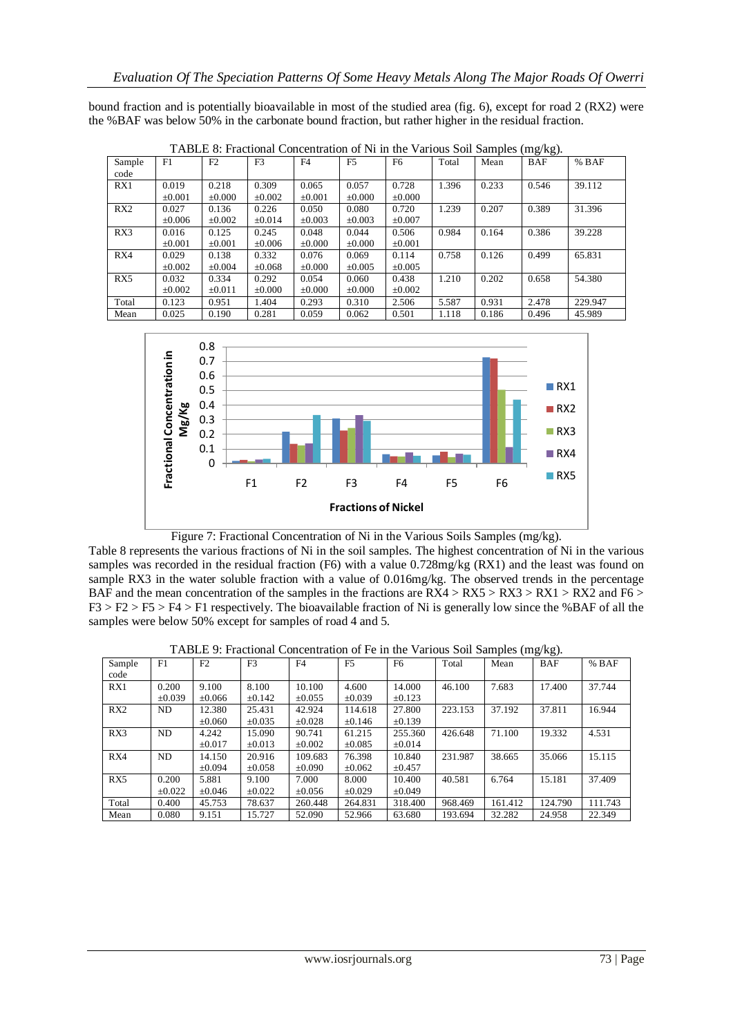bound fraction and is potentially bioavailable in most of the studied area (fig. 6), except for road 2 (RX2) were the %BAF was below 50% in the carbonate bound fraction, but rather higher in the residual fraction.

TABLE 8: Fractional Concentration of Ni in the Various Soil Samples (mg/kg).

| Sample code | F1 | F2 | F3 | F4 | F5 | F6 | Total | Mean | BAF | % BAF |
|---|---|---|---|---|---|---|---|---|---|---|
| RX1 | 0.019 ±0.001 | 0.218 ±0.000 | 0.309 ±0.002 | 0.065 ±0.001 | 0.057 ±0.000 | 0.728 ±0.000 | 1.396 | 0.233 | 0.546 | 39.112 |
| RX2 | 0.027 ±0.006 | 0.136 ±0.002 | 0.226 ±0.014 | 0.050 ±0.003 | 0.080 ±0.003 | 0.720 ±0.007 | 1.239 | 0.207 | 0.389 | 31.396 |
| RX3 | 0.016 ±0.001 | 0.125 ±0.001 | 0.245 ±0.006 | 0.048 ±0.000 | 0.044 ±0.000 | 0.506 ±0.001 | 0.984 | 0.164 | 0.386 | 39.228 |
| RX4 | 0.029 ±0.002 | 0.138 ±0.004 | 0.332 ±0.068 | 0.076 ±0.000 | 0.069 ±0.005 | 0.114 ±0.005 | 0.758 | 0.126 | 0.499 | 65.831 |
| RX5 | 0.032 ±0.002 | 0.334 ±0.011 | 0.292 ±0.000 | 0.054 ±0.000 | 0.060 ±0.000 | 0.438 ±0.002 | 1.210 | 0.202 | 0.658 | 54.380 |
| Total | 0.123 | 0.951 | 1.404 | 0.293 | 0.310 | 2.506 | 5.587 | 0.931 | 2.478 | 229.947 |
| Mean | 0.025 | 0.190 | 0.281 | 0.059 | 0.062 | 0.501 | 1.118 | 0.186 | 0.496 | 45.989 |

Figure 7: Fractional Concentration of Ni in the Various Soils Samples (mg/kg).

Table 8 represents the various fractions of Ni in the soil samples. The highest concentration of Ni in the various samples was recorded in the residual fraction (F6) with a value 0.728mg/kg (RX1) and the least was found on sample RX3 in the water soluble fraction with a value of 0.016mg/kg. The observed trends in the percentage BAF and the mean concentration of the samples in the fractions are RX4 > RX5 > RX3 > RX1 > RX2 and F6 > F3 > F2 > F5 > F4 > F1 respectively. The bioavailable fraction of Ni is generally low since the %BAF of all the samples were below 50% except for samples of road 4 and 5.

TABLE 9: Fractional Concentration of Fe in the Various Soil Samples (mg/kg).

| Sample code | F1 | F2 | F3 | F4 | F5 | F6 | Total | Mean | BAF | % BAF |
|---|---|---|---|---|---|---|---|---|---|---|
| RX1 | 0.200 ±0.039 | 9.100 ±0.066 | 8.100 ±0.142 | 10.100 ±0.055 | 4.600 ±0.039 | 14.000 ±0.123 | 46.100 | 7.683 | 17.400 | 37.744 |
| RX2 | ND | 12.380 ±0.060 | 25.431 ±0.035 | 42.924 ±0.028 | 114.618 ±0.146 | 27.800 ±0.139 | 223.153 | 37.192 | 37.811 | 16.944 |
| RX3 | ND | 4.242 ±0.017 | 15.090 ±0.013 | 90.741 ±0.002 | 61.215 ±0.085 | 255.360 ±0.014 | 426.648 | 71.100 | 19.332 | 4.531 |
| RX4 | ND | 14.150 ±0.094 | 20.916 ±0.058 | 109.683 ±0.090 | 76.398 ±0.062 | 10.840 ±0.457 | 231.987 | 38.665 | 35.066 | 15.115 |
| RX5 | 0.200 ±0.022 | 5.881 ±0.046 | 9.100 ±0.022 | 7.000 ±0.056 | 8.000 ±0.029 | 10.400 ±0.049 | 40.581 | 6.764 | 15.181 | 37.409 |
| Total | 0.400 | 45.753 | 78.637 | 260.448 | 264.831 | 318.400 | 968.469 | 161.412 | 124.790 | 111.743 |
| Mean | 0.080 | 9.151 | 15.727 | 52.090 | 52.966 | 63.680 | 193.694 | 32.282 | 24.958 | 22.349 |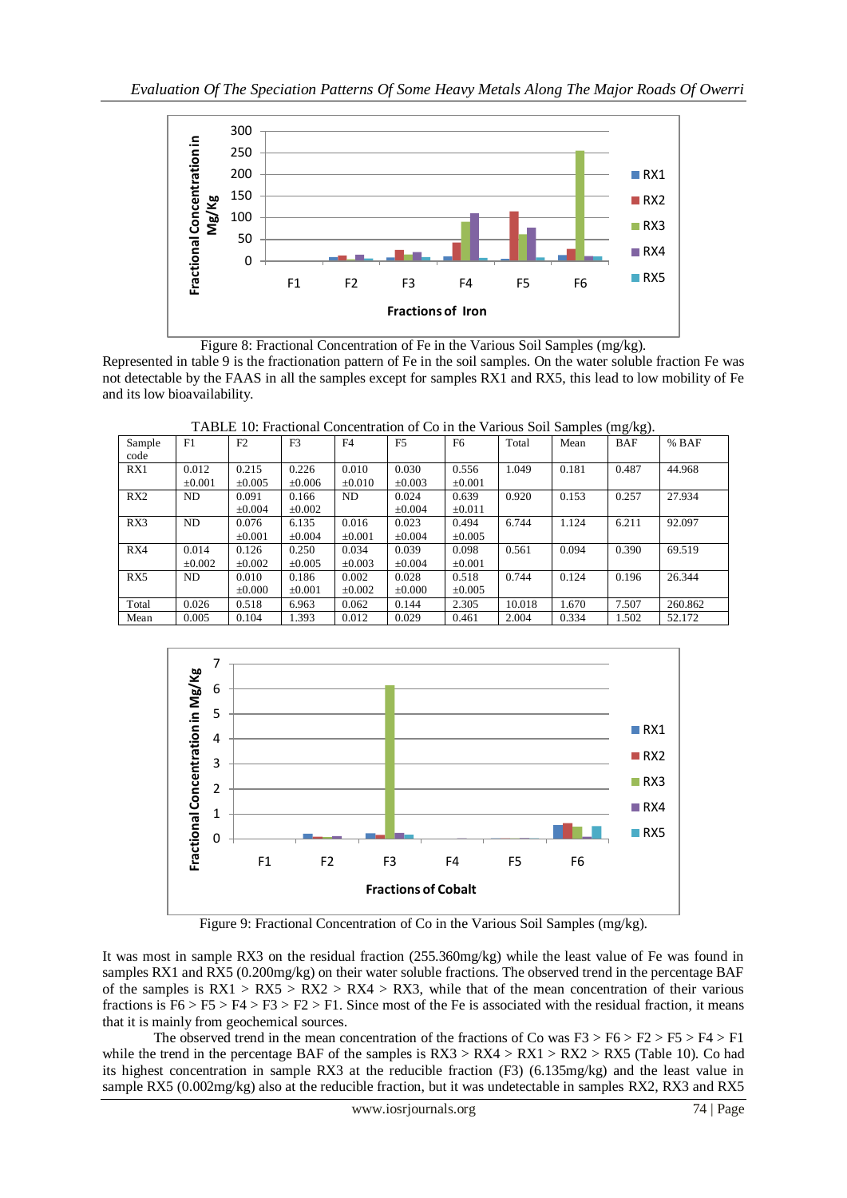Figure 8: Fractional Concentration of Fe in the Various Soil Samples (mg/kg).

Represented in table 9 is the fractionation pattern of Fe in the soil samples. On the water soluble fraction Fe was not detectable by the FAAS in all the samples except for samples RX1 and RX5, this lead to low mobility of Fe and its low bioavailability.

TABLE 10: Fractional Concentration of Co in the Various Soil Samples (mg/kg).

| Sample code | F1 | F2 | F3 | F4 | F5 | F6 | Total | Mean | BAF | % BAF |
|---|---|---|---|---|---|---|---|---|---|---|
| RX1 | 0.012 ±0.001 | 0.215 ±0.005 | 0.226 ±0.006 | 0.010 ±0.010 | 0.030 ±0.003 | 0.556 ±0.001 | 1.049 | 0.181 | 0.487 | 44.968 |
| RX2 | ND | 0.091 ±0.004 | 0.166 ±0.002 | ND | 0.024 ±0.004 | 0.639 ±0.011 | 0.920 | 0.153 | 0.257 | 27.934 |
| RX3 | ND | 0.076 ±0.001 | 6.135 ±0.004 | 0.016 ±0.001 | 0.023 ±0.004 | 0.494 ±0.005 | 6.744 | 1.124 | 6.211 | 92.097 |
| RX4 | 0.014 ±0.002 | 0.126 ±0.002 | 0.250 ±0.005 | 0.034 ±0.003 | 0.039 ±0.004 | 0.098 ±0.001 | 0.561 | 0.094 | 0.390 | 69.519 |
| RX5 | ND | 0.010 ±0.000 | 0.186 ±0.001 | 0.002 ±0.002 | 0.028 ±0.000 | 0.518 ±0.005 | 0.744 | 0.124 | 0.196 | 26.344 |
| Total | 0.026 | 0.518 | 6.963 | 0.062 | 0.144 | 2.305 | 10.018 | 1.670 | 7.507 | 260.862 |
| Mean | 0.005 | 0.104 | 1.393 | 0.012 | 0.029 | 0.461 | 2.004 | 0.334 | 1.502 | 52.172 |

Figure 9: Fractional Concentration of Co in the Various Soil Samples (mg/kg).

It was most in sample RX3 on the residual fraction (255.360mg/kg) while the least value of Fe was found in samples RX1 and RX5 (0.200mg/kg) on their water soluble fractions. The observed trend in the percentage BAF of the samples is RX1 > RX5 > RX2 > RX4 > RX3, while that of the mean concentration of their various fractions is F6 > F5 > F4 > F3 > F2 > F1. Since most of the Fe is associated with the residual fraction, it means that it is mainly from geochemical sources.

The observed trend in the mean concentration of the fractions of Co was F3 > F6 > F2 > F5 > F4 > F1 while the trend in the percentage BAF of the samples is RX3 > RX4 > RX1 > RX2 > RX5 (Table 10). Co had its highest concentration in sample RX3 at the reducible fraction (F3) (6.135mg/kg) and the least value in sample RX5 (0.002mg/kg) also at the reducible fraction, but it was undetectable in samples RX2, RX3 and RX5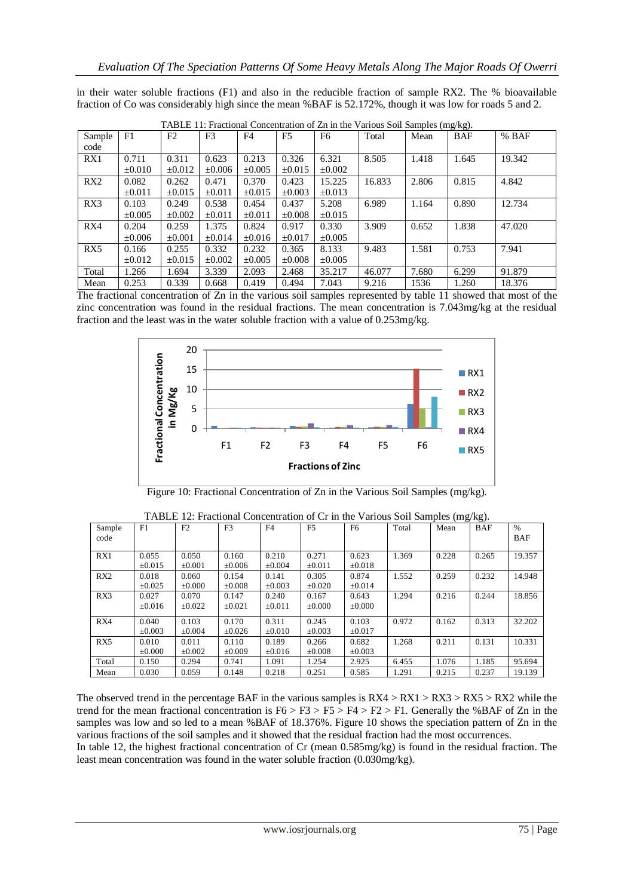in their water soluble fractions (F1) and also in the reducible fraction of sample RX2. The % bioavailable fraction of Co was considerably high since the mean %BAF is 52.172%, though it was low for roads 5 and 2.

TABLE 11: Fractional Concentration of Zn in the Various Soil Samples (mg/kg).

| Sample code | F1 | F2 | F3 | F4 | F5 | F6 | Total | Mean | BAF | % BAF |
|---|---|---|---|---|---|---|---|---|---|---|
| RX1 | 0.711 ±0.010 | 0.311 ±0.012 | 0.623 ±0.006 | 0.213 ±0.005 | 0.326 ±0.015 | 6.321 ±0.002 | 8.505 | 1.418 | 1.645 | 19.342 |
| RX2 | 0.082 ±0.011 | 0.262 ±0.015 | 0.471 ±0.011 | 0.370 ±0.015 | 0.423 ±0.003 | 15.225 ±0.013 | 16.833 | 2.806 | 0.815 | 4.842 |
| RX3 | 0.103 ±0.005 | 0.249 ±0.002 | 0.538 ±0.011 | 0.454 ±0.011 | 0.437 ±0.008 | 5.208 ±0.015 | 6.989 | 1.164 | 0.890 | 12.734 |
| RX4 | 0.204 ±0.006 | 0.259 ±0.001 | 1.375 ±0.014 | 0.824 ±0.016 | 0.917 ±0.017 | 0.330 ±0.005 | 3.909 | 0.652 | 1.838 | 47.020 |
| RX5 | 0.166 ±0.012 | 0.255 ±0.015 | 0.332 ±0.002 | 0.232 ±0.005 | 0.365 ±0.008 | 8.133 ±0.005 | 9.483 | 1.581 | 0.753 | 7.941 |
| Total | 1.266 | 1.694 | 3.339 | 2.093 | 2.468 | 35.217 | 46.077 | 7.680 | 6.299 | 91.879 |
| Mean | 0.253 | 0.339 | 0.668 | 0.419 | 0.494 | 7.043 | 9.216 | 1536 | 1.260 | 18.376 |

The fractional concentration of Zn in the various soil samples represented by table 11 showed that most of the zinc concentration was found in the residual fractions. The mean concentration is 7.043mg/kg at the residual fraction and the least was in the water soluble fraction with a value of 0.253mg/kg.

Figure 10: Fractional Concentration of Zn in the Various Soil Samples (mg/kg).

TABLE 12: Fractional Concentration of Cr in the Various Soil Samples (mg/kg).

| Sample code | F1 | F2 | F3 | F4 | F5 | F6 | Total | Mean | BAF | % BAF |
|---|---|---|---|---|---|---|---|---|---|---|
| RX1 | 0.055 ±0.015 | 0.050 ±0.001 | 0.160 ±0.006 | 0.210 ±0.004 | 0.271 ±0.011 | 0.623 ±0.018 | 1.369 | 0.228 | 0.265 | 19.357 |
| RX2 | 0.018 ±0.025 | 0.060 ±0.000 | 0.154 ±0.008 | 0.141 ±0.003 | 0.305 ±0.020 | 0.874 ±0.014 | 1.552 | 0.259 | 0.232 | 14.948 |
| RX3 | 0.027 ±0.016 | 0.070 ±0.022 | 0.147 ±0.021 | 0.240 ±0.011 | 0.167 ±0.000 | 0.643 ±0.000 | 1.294 | 0.216 | 0.244 | 18.856 |
| RX4 | 0.040 ±0.003 | 0.103 ±0.004 | 0.170 ±0.026 | 0.311 ±0.010 | 0.245 ±0.003 | 0.103 ±0.017 | 0.972 | 0.162 | 0.313 | 32.202 |
| RX5 | 0.010 ±0.000 | 0.011 ±0.002 | 0.110 ±0.009 | 0.189 ±0.016 | 0.266 ±0.008 | 0.682 ±0.003 | 1.268 | 0.211 | 0.131 | 10.331 |
| Total | 0.150 | 0.294 | 0.741 | 1.091 | 1.254 | 2.925 | 6.455 | 1.076 | 1.185 | 95.694 |
| Mean | 0.030 | 0.059 | 0.148 | 0.218 | 0.251 | 0.585 | 1.291 | 0.215 | 0.237 | 19.139 |

The observed trend in the percentage BAF in the various samples is RX4 > RX1 > RX3 > RX5 > RX2 while the trend for the mean fractional concentration is F6 > F3 > F5 > F4 > F2 > F1. Generally the %BAF of Zn in the samples was low and so led to a mean %BAF of 18.376%. Figure 10 shows the speciation pattern of Zn in the various fractions of the soil samples and it showed that the residual fraction had the most occurrences.

In table 12, the highest fractional concentration of Cr (mean 0.585mg/kg) is found in the residual fraction. The least mean concentration was found in the water soluble fraction (0.030mg/kg).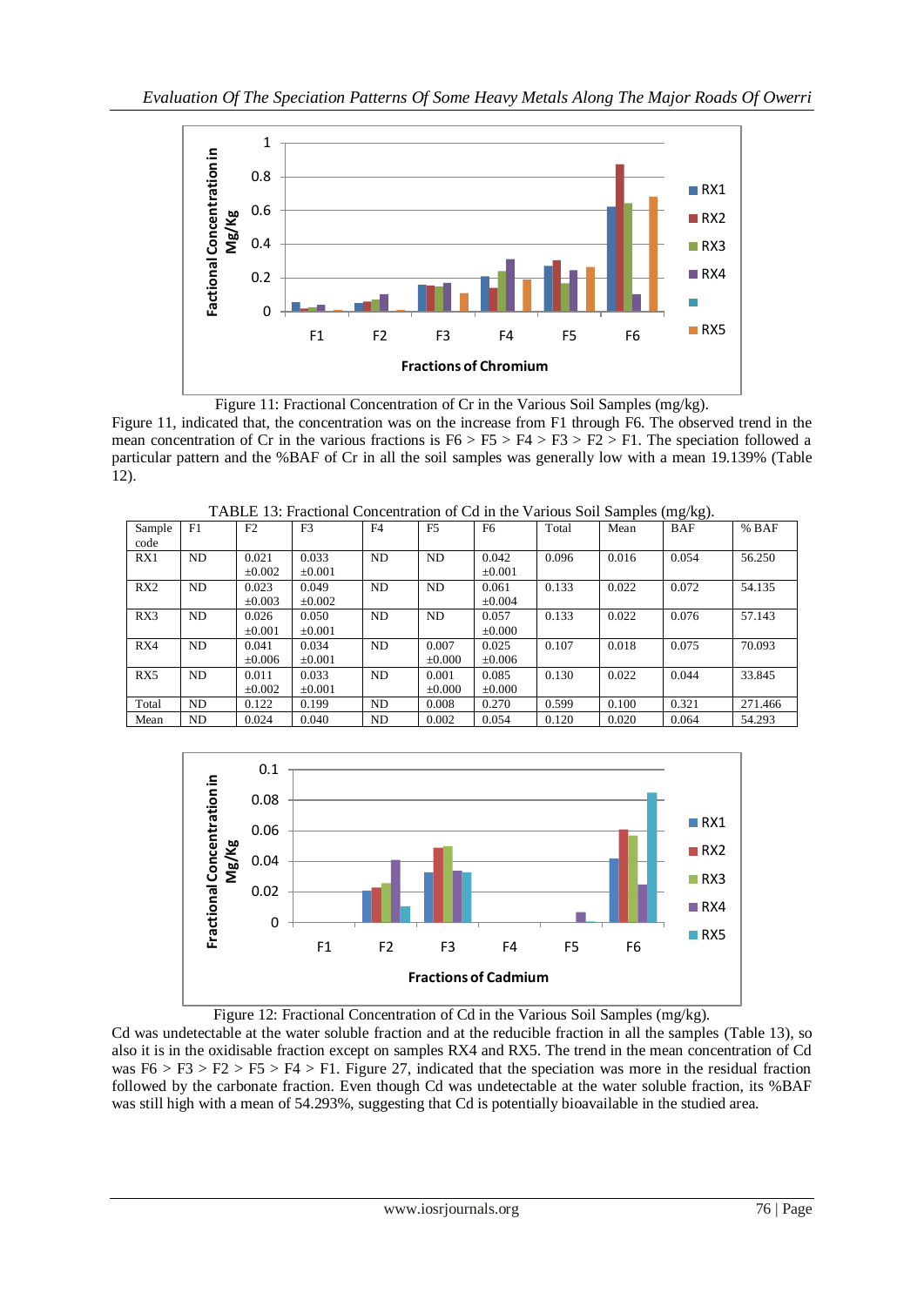Figure 11: Fractional Concentration of Cr in the Various Soil Samples (mg/kg).

Figure 11, indicated that, the concentration was on the increase from F1 through F6. The observed trend in the mean concentration of Cr in the various fractions is F6 > F5 > F4 > F3 > F2 > F1. The speciation followed a particular pattern and the %BAF of Cr in all the soil samples was generally low with a mean 19.139% (Table 12).

TABLE 13: Fractional Concentration of Cd in the Various Soil Samples (mg/kg).

| Sample code | F1 | F2 | F3 | F4 | F5 | F6 | Total | Mean | BAF | % BAF |
|---|---|---|---|---|---|---|---|---|---|---|
| RX1 | ND | 0.021 ±0.002 | 0.033 ±0.001 | ND | ND | 0.042 ±0.001 | 0.096 | 0.016 | 0.054 | 56.250 |
| RX2 | ND | 0.023 ±0.003 | 0.049 ±0.002 | ND | ND | 0.061 ±0.004 | 0.133 | 0.022 | 0.072 | 54.135 |
| RX3 | ND | 0.026 ±0.001 | 0.050 ±0.001 | ND | ND | 0.057 ±0.000 | 0.133 | 0.022 | 0.076 | 57.143 |
| RX4 | ND | 0.041 ±0.006 | 0.034 ±0.001 | ND | 0.007 ±0.000 | 0.025 ±0.006 | 0.107 | 0.018 | 0.075 | 70.093 |
| RX5 | ND | 0.011 ±0.002 | 0.033 ±0.001 | ND | 0.001 ±0.000 | 0.085 ±0.000 | 0.130 | 0.022 | 0.044 | 33.845 |
| Total | ND | 0.122 | 0.199 | ND | 0.008 | 0.270 | 0.599 | 0.100 | 0.321 | 271.466 |
| Mean | ND | 0.024 | 0.040 | ND | 0.002 | 0.054 | 0.120 | 0.020 | 0.064 | 54.293 |

Figure 12: Fractional Concentration of Cd in the Various Soil Samples (mg/kg).

Cd was undetectable at the water soluble fraction and at the reducible fraction in all the samples (Table 13), so also it is in the oxidisable fraction except on samples RX4 and RX5. The trend in the mean concentration of Cd was F6 > F3 > F2 > F5 > F4 > F1. Figure 27, indicated that the speciation was more in the residual fraction followed by the carbonate fraction. Even though Cd was undetectable at the water soluble fraction, its %BAF was still high with a mean of 54.293%, suggesting that Cd is potentially bioavailable in the studied area.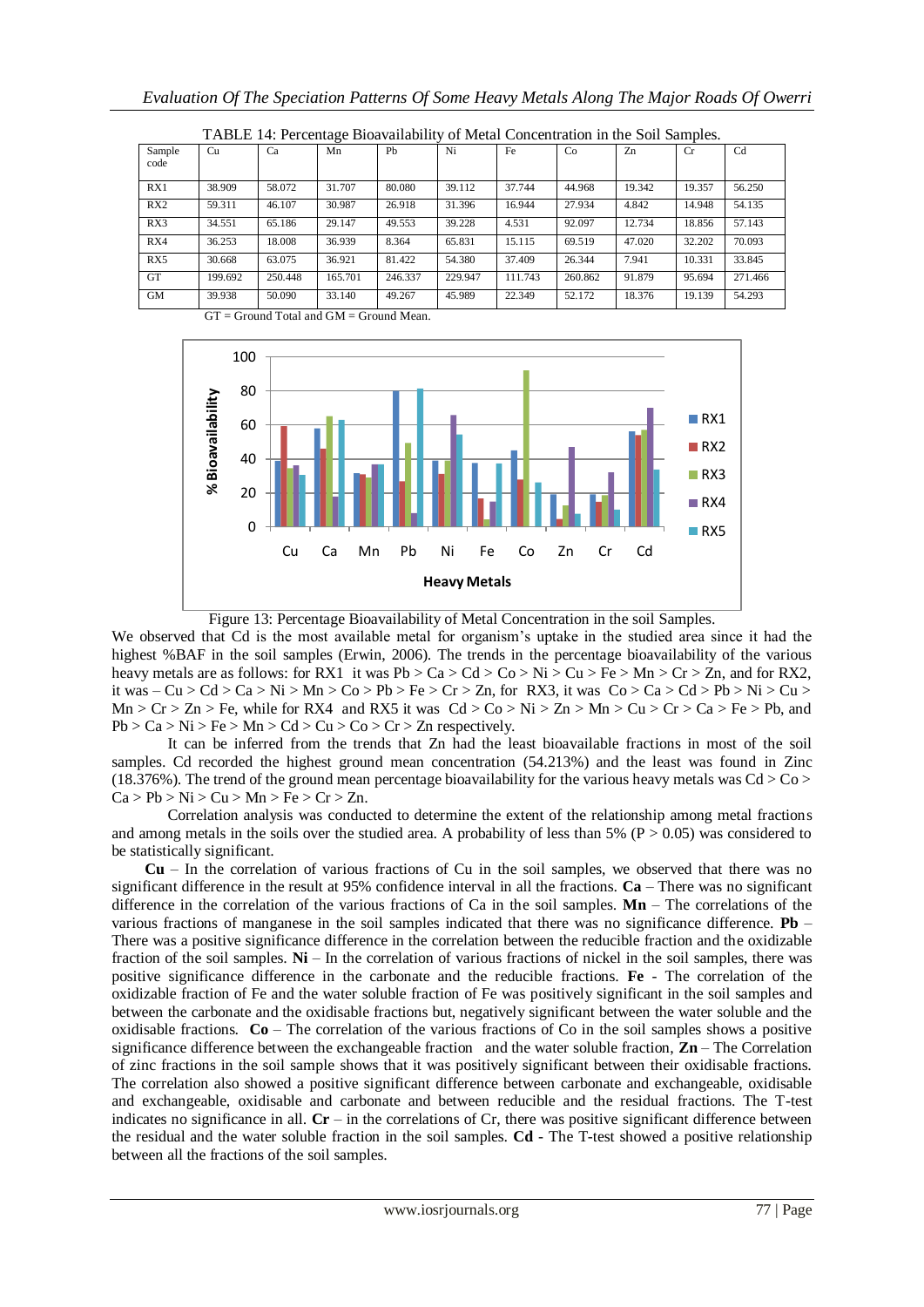TABLE 14: Percentage Bioavailability of Metal Concentration in the Soil Samples.

| Sample code | Cu | Ca | Mn | Pb | Ni | Fe | Co | Zn | Cr | Cd |
|---|---|---|---|---|---|---|---|---|---|---|
| RX1 | 38.909 | 58.072 | 31.707 | 80.080 | 39.112 | 37.744 | 44.968 | 19.342 | 19.357 | 56.250 |
| RX2 | 59.311 | 46.107 | 30.987 | 26.918 | 31.396 | 16.944 | 27.934 | 4.842 | 14.948 | 54.135 |
| RX3 | 34.551 | 65.186 | 29.147 | 49.553 | 39.228 | 4.531 | 92.097 | 12.734 | 18.856 | 57.143 |
| RX4 | 36.253 | 18.008 | 36.939 | 8.364 | 65.831 | 15.115 | 69.519 | 47.020 | 32.202 | 70.093 |
| RX5 | 30.668 | 63.075 | 36.921 | 81.422 | 54.380 | 37.409 | 26.344 | 7.941 | 10.331 | 33.845 |
| GT | 199.692 | 250.448 | 165.701 | 246.337 | 229.947 | 111.743 | 260.862 | 91.879 | 95.694 | 271.466 |
| GM | 39.938 | 50.090 | 33.140 | 49.267 | 45.989 | 22.349 | 52.172 | 18.376 | 19.139 | 54.293 |

GT = Ground Total and GM = Ground Mean.

Figure 13: Percentage Bioavailability of Metal Concentration in the soil Samples.

We observed that Cd is the most available metal for organism's uptake in the studied area since it had the highest %BAF in the soil samples (Erwin, 2006). The trends in the percentage bioavailability of the various heavy metals are as follows: for RX1 it was Pb > Ca > Cd > Co > Ni > Cu > Fe > Mn > Cr > Zn, and for RX2, it was – Cu > Cd > Ca > Ni > Mn > Co > Pb > Fe > Cr > Zn, for RX3, it was Co > Ca > Cd > Pb > Ni > Cu > Mn > Cr > Zn > Fe, while for RX4 and RX5 it was Cd > Co > Ni > Zn > Mn > Cu > Cr > Ca > Fe > Pb, and Pb > Ca > Ni > Fe > Mn > Cd > Cu > Co > Cr > Zn respectively.

It can be inferred from the trends that Zn had the least bioavailable fractions in most of the soil samples. Cd recorded the highest ground mean concentration (54.213%) and the least was found in Zinc (18.376%). The trend of the ground mean percentage bioavailability for the various heavy metals was Cd > Co > Ca > Pb > Ni > Cu > Mn > Fe > Cr > Zn.

Correlation analysis was conducted to determine the extent of the relationship among metal fractions and among metals in the soils over the studied area. A probability of less than 5% ($P > 0.05$) was considered to be statistically significant.

**Cu** – In the correlation of various fractions of Cu in the soil samples, we observed that there was no significant difference in the result at 95% confidence interval in all the fractions. **Ca** – There was no significant difference in the correlation of the various fractions of Ca in the soil samples. **Mn** – The correlations of the various fractions of manganese in the soil samples indicated that there was no significance difference. **Pb** – There was a positive significance difference in the correlation between the reducible fraction and the oxidizable fraction of the soil samples. **Ni** – In the correlation of various fractions of nickel in the soil samples, there was positive significance difference in the carbonate and the reducible fractions. **Fe** - The correlation of the oxidizable fraction of Fe and the water soluble fraction of Fe was positively significant in the soil samples and between the carbonate and the oxidisable fractions but, negatively significant between the water soluble and the oxidisable fractions. **Co** – The correlation of the various fractions of Co in the soil samples shows a positive significance difference between the exchangeable fraction and the water soluble fraction, **Zn** – The Correlation of zinc fractions in the soil sample shows that it was positively significant between their oxidisable fractions. The correlation also showed a positive significant difference between carbonate and exchangeable, oxidisable and exchangeable, oxidisable and carbonate and between reducible and the residual fractions. The T-test indicates no significance in all. **Cr** – in the correlations of Cr, there was positive significant difference between the residual and the water soluble fraction in the soil samples. **Cd** - The T-test showed a positive relationship between all the fractions of the soil samples.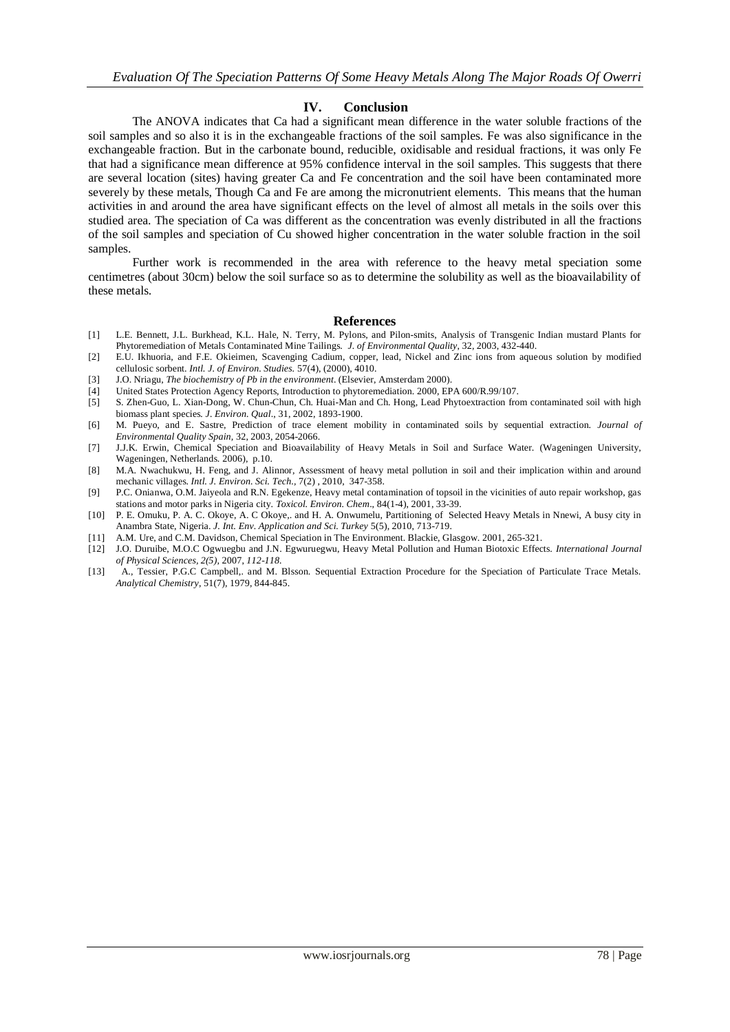## IV. Conclusion

The ANOVA indicates that Ca had a significant mean difference in the water soluble fractions of the soil samples and so also it is in the exchangeable fractions of the soil samples. Fe was also significance in the exchangeable fraction. But in the carbonate bound, reducible, oxidisable and residual fractions, it was only Fe that had a significance mean difference at 95% confidence interval in the soil samples. This suggests that there are several location (sites) having greater Ca and Fe concentration and the soil have been contaminated more severely by these metals, Though Ca and Fe are among the micronutrient elements. This means that the human activities in and around the area have significant effects on the level of almost all metals in the soils over this studied area. The speciation of Ca was different as the concentration was evenly distributed in all the fractions of the soil samples and speciation of Cu showed higher concentration in the water soluble fraction in the soil samples.

Further work is recommended in the area with reference to the heavy metal speciation some centimetres (about 30cm) below the soil surface so as to determine the solubility as well as the bioavailability of these metals.

## References

[1] L.E. Bennett, J.L. Burkhead, K.L. Hale, N. Terry, M. Pylons, and Pilon-smits, Analysis of Transgenic Indian mustard Plants for Phytoremediation of Metals Contaminated Mine Tailings. *J. of Environmental Quality*, 32, 2003, 432-440.

[2] E.U. Ikhuoria, and F.E. Okieimen, Scavenging Cadium, copper, lead, Nickel and Zinc ions from aqueous solution by modified cellulosic sorbent. *Intl. J. of Environ. Studies.* 57(4), (2000), 4010.

[3] J.O. Nriagu, *The biochemistry of Pb in the environment*. (Elsevier, Amsterdam 2000).

[4] United States Protection Agency Reports, Introduction to phytoremediation. 2000, EPA 600/R.99/107.

[5] S. Zhen-Guo, L. Xian-Dong, W. Chun-Chun, Ch. Huai-Man and Ch. Hong, Lead Phytoextraction from contaminated soil with high biomass plant species. *J. Environ. Qual*., 31, 2002, 1893-1900.

[6] M. Pueyo, and E. Sastre, Prediction of trace element mobility in contaminated soils by sequential extraction. *Journal of Environmental Quality Spain*, 32, 2003, 2054-2066.

[7] J.J.K. Erwin, Chemical Speciation and Bioavailability of Heavy Metals in Soil and Surface Water. (Wageningen University, Wageningen, Netherlands. 2006), p.10.

[8] M.A. Nwachukwu, H. Feng, and J. Alinnor, Assessment of heavy metal pollution in soil and their implication within and around mechanic villages. *Intl. J. Environ. Sci. Tech.*, 7(2) , 2010, 347-358.

[9] P.C. Onianwa, O.M. Jaiyeola and R.N. Egekenze, Heavy metal contamination of topsoil in the vicinities of auto repair workshop, gas stations and motor parks in Nigeria city. *Toxicol. Environ. Chem*., 84(1-4), 2001, 33-39.

[10] P. E. Omuku, P. A. C. Okoye, A. C Okoye,. and H. A. Onwumelu, Partitioning of Selected Heavy Metals in Nnewi, A busy city in Anambra State, Nigeria. *J. Int. Env. Application and Sci. Turkey* 5(5), 2010, 713-719.

[11] A.M. Ure, and C.M. Davidson, Chemical Speciation in The Environment. Blackie, Glasgow. 2001, 265-321.

[12] J.O. Duruibe, M.O.C Ogwuegbu and J.N. Egwuruegwu, Heavy Metal Pollution and Human Biotoxic Effects. *International Journal of Physical Sciences, 2(5),* 2007, *112-118.*

[13] A., Tessier, P.G.C Campbell,. and M. Blsson. Sequential Extraction Procedure for the Speciation of Particulate Trace Metals. *Analytical Chemistry*, 51(7), 1979, 844-845.